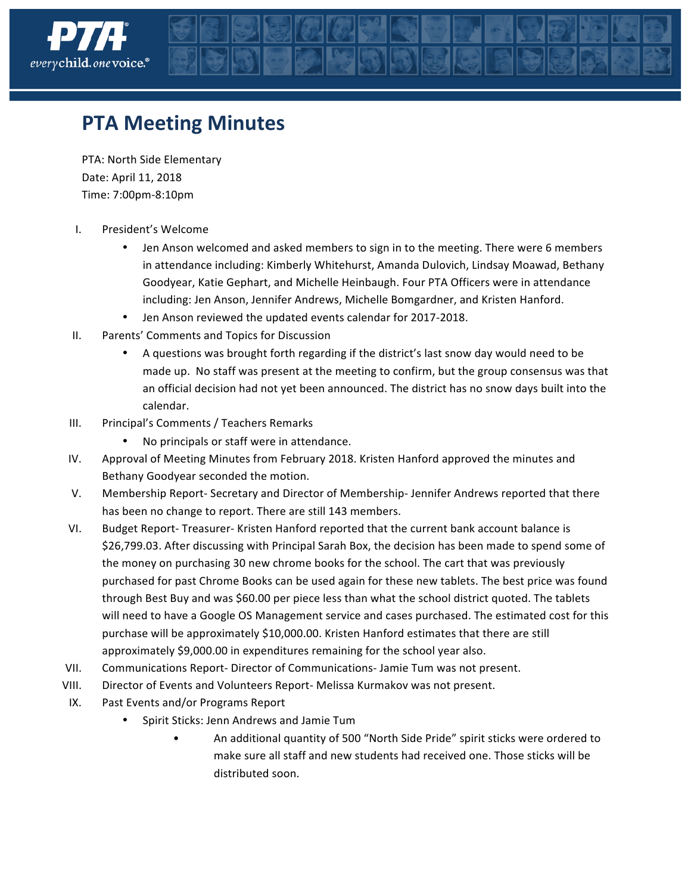# PTA Meeting Minutes

PTA: North Side Elementary
Date: April 11, 2018
Time: 7:00pm-8:10pm

I. President's Welcome
   - Jen Anson welcomed and asked members to sign in to the meeting. There were 6 members in attendance including: Kimberly Whitehurst, Amanda Dulovich, Lindsay Moawad, Bethany Goodyear, Katie Gephart, and Michelle Heinbaugh. Four PTA Officers were in attendance including: Jen Anson, Jennifer Andrews, Michelle Bomgardner, and Kristen Hanford.
   - Jen Anson reviewed the updated events calendar for 2017-2018.

II. Parents' Comments and Topics for Discussion
   - A questions was brought forth regarding if the district's last snow day would need to be made up. No staff was present at the meeting to confirm, but the group consensus was that an official decision had not yet been announced. The district has no snow days built into the calendar.

III. Principal's Comments / Teachers Remarks
   - No principals or staff were in attendance.

IV. Approval of Meeting Minutes from February 2018. Kristen Hanford approved the minutes and Bethany Goodyear seconded the motion.

V. Membership Report- Secretary and Director of Membership- Jennifer Andrews reported that there has been no change to report. There are still 143 members.

VI. Budget Report- Treasurer- Kristen Hanford reported that the current bank account balance is $26,799.03. After discussing with Principal Sarah Box, the decision has been made to spend some of the money on purchasing 30 new chrome books for the school. The cart that was previously purchased for past Chrome Books can be used again for these new tablets. The best price was found through Best Buy and was $60.00 per piece less than what the school district quoted. The tablets will need to have a Google OS Management service and cases purchased. The estimated cost for this purchase will be approximately $10,000.00. Kristen Hanford estimates that there are still approximately $9,000.00 in expenditures remaining for the school year also.

VII. Communications Report- Director of Communications- Jamie Tum was not present.

VIII. Director of Events and Volunteers Report- Melissa Kurmakov was not present.

IX. Past Events and/or Programs Report
   - Spirit Sticks: Jenn Andrews and Jamie Tum
     - An additional quantity of 500 "North Side Pride" spirit sticks were ordered to make sure all staff and new students had received one. Those sticks will be distributed soon.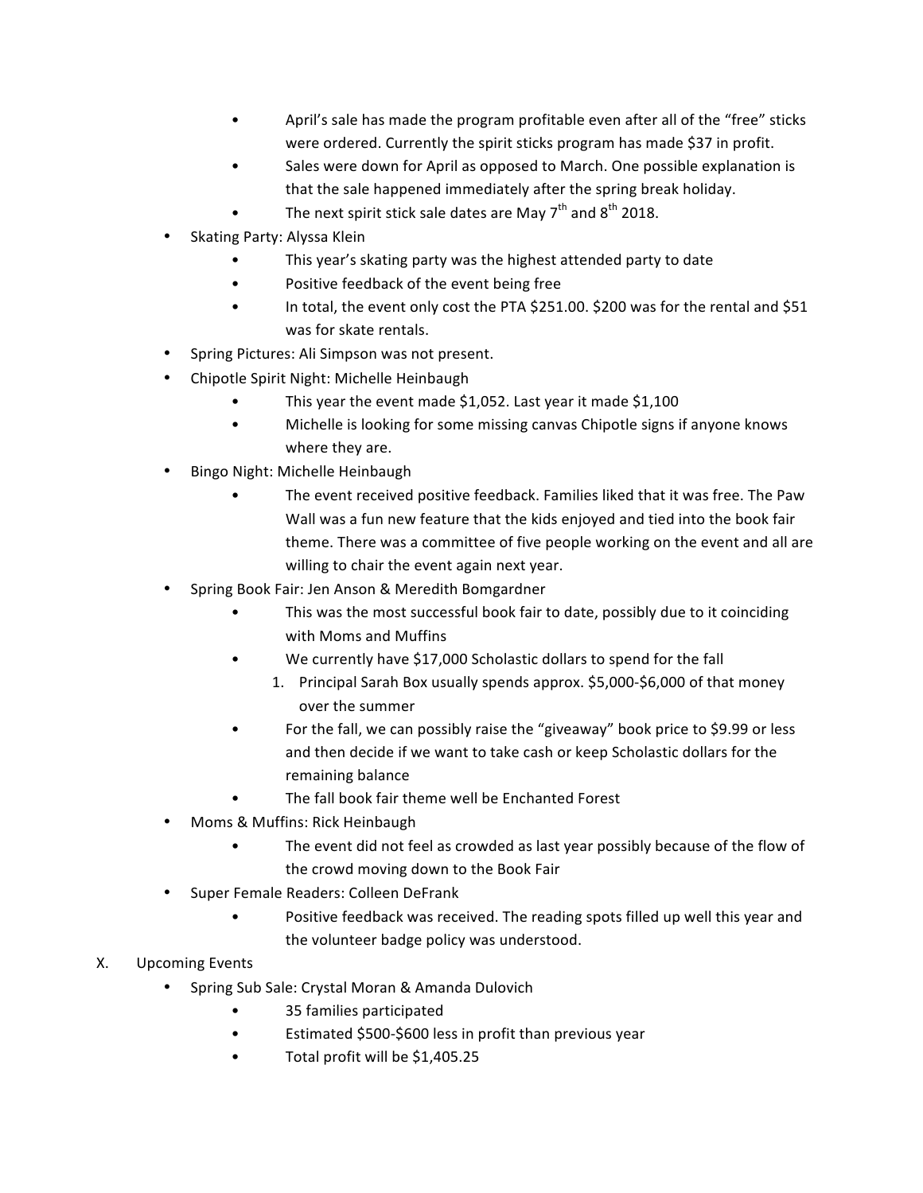- April's sale has made the program profitable even after all of the "free" sticks were ordered. Currently the spirit sticks program has made $37 in profit.
- Sales were down for April as opposed to March. One possible explanation is that the sale happened immediately after the spring break holiday.
- The next spirit stick sale dates are May 7th and 8th 2018.

- Skating Party: Alyssa Klein
  - This year's skating party was the highest attended party to date
  - Positive feedback of the event being free
  - In total, the event only cost the PTA $251.00. $200 was for the rental and $51 was for skate rentals.
- Spring Pictures: Ali Simpson was not present.
- Chipotle Spirit Night: Michelle Heinbaugh
  - This year the event made $1,052. Last year it made $1,100
  - Michelle is looking for some missing canvas Chipotle signs if anyone knows where they are.
- Bingo Night: Michelle Heinbaugh
  - The event received positive feedback. Families liked that it was free. The Paw Wall was a fun new feature that the kids enjoyed and tied into the book fair theme. There was a committee of five people working on the event and all are willing to chair the event again next year.
- Spring Book Fair: Jen Anson & Meredith Bomgardner
  - This was the most successful book fair to date, possibly due to it coinciding with Moms and Muffins
  - We currently have $17,000 Scholastic dollars to spend for the fall
    1. Principal Sarah Box usually spends approx. $5,000-$6,000 of that money over the summer
  - For the fall, we can possibly raise the "giveaway" book price to $9.99 or less and then decide if we want to take cash or keep Scholastic dollars for the remaining balance
  - The fall book fair theme well be Enchanted Forest
- Moms & Muffins: Rick Heinbaugh
  - The event did not feel as crowded as last year possibly because of the flow of the crowd moving down to the Book Fair
- Super Female Readers: Colleen DeFrank
  - Positive feedback was received. The reading spots filled up well this year and the volunteer badge policy was understood.

X. Upcoming Events

- Spring Sub Sale: Crystal Moran & Amanda Dulovich
  - 35 families participated
  - Estimated $500-$600 less in profit than previous year
  - Total profit will be $1,405.25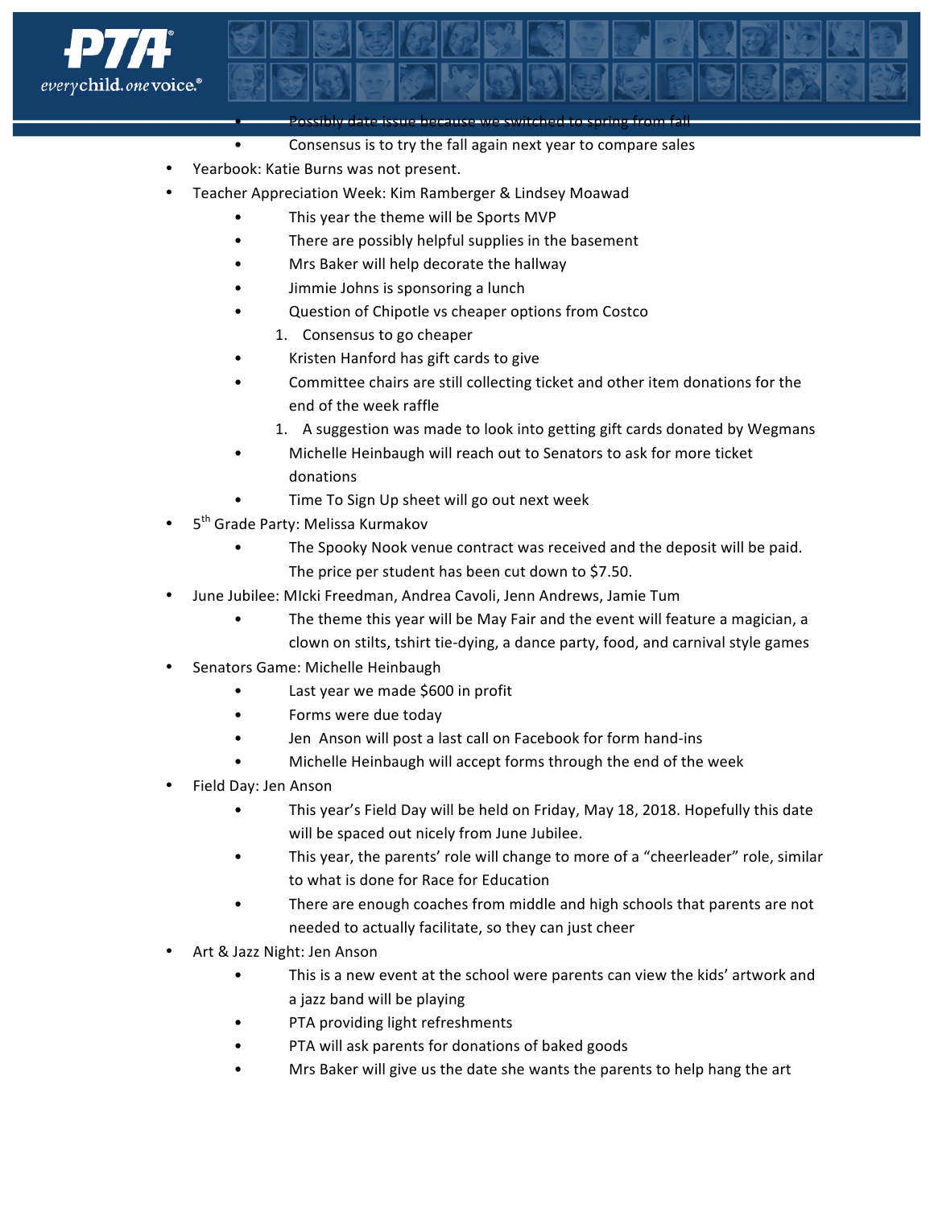- Possibly date issue because we switched to spring from fall
- Consensus is to try the fall again next year to compare sales

- Yearbook: Katie Burns was not present.
- Teacher Appreciation Week: Kim Ramberger & Lindsey Moawad
  - This year the theme will be Sports MVP
  - There are possibly helpful supplies in the basement
  - Mrs Baker will help decorate the hallway
  - Jimmie Johns is sponsoring a lunch
  - Question of Chipotle vs cheaper options from Costco
    1. Consensus to go cheaper
  - Kristen Hanford has gift cards to give
  - Committee chairs are still collecting ticket and other item donations for the end of the week raffle
    1. A suggestion was made to look into getting gift cards donated by Wegmans
  - Michelle Heinbaugh will reach out to Senators to ask for more ticket donations
  - Time To Sign Up sheet will go out next week
- 5th Grade Party: Melissa Kurmakov
  - The Spooky Nook venue contract was received and the deposit will be paid. The price per student has been cut down to $7.50.
- June Jubilee: MIcki Freedman, Andrea Cavoli, Jenn Andrews, Jamie Tum
  - The theme this year will be May Fair and the event will feature a magician, a clown on stilts, tshirt tie-dying, a dance party, food, and carnival style games
- Senators Game: Michelle Heinbaugh
  - Last year we made $600 in profit
  - Forms were due today
  - Jen Anson will post a last call on Facebook for form hand-ins
  - Michelle Heinbaugh will accept forms through the end of the week
- Field Day: Jen Anson
  - This year's Field Day will be held on Friday, May 18, 2018. Hopefully this date will be spaced out nicely from June Jubilee.
  - This year, the parents' role will change to more of a "cheerleader" role, similar to what is done for Race for Education
  - There are enough coaches from middle and high schools that parents are not needed to actually facilitate, so they can just cheer
- Art & Jazz Night: Jen Anson
  - This is a new event at the school were parents can view the kids' artwork and a jazz band will be playing
  - PTA providing light refreshments
  - PTA will ask parents for donations of baked goods
  - Mrs Baker will give us the date she wants the parents to help hang the art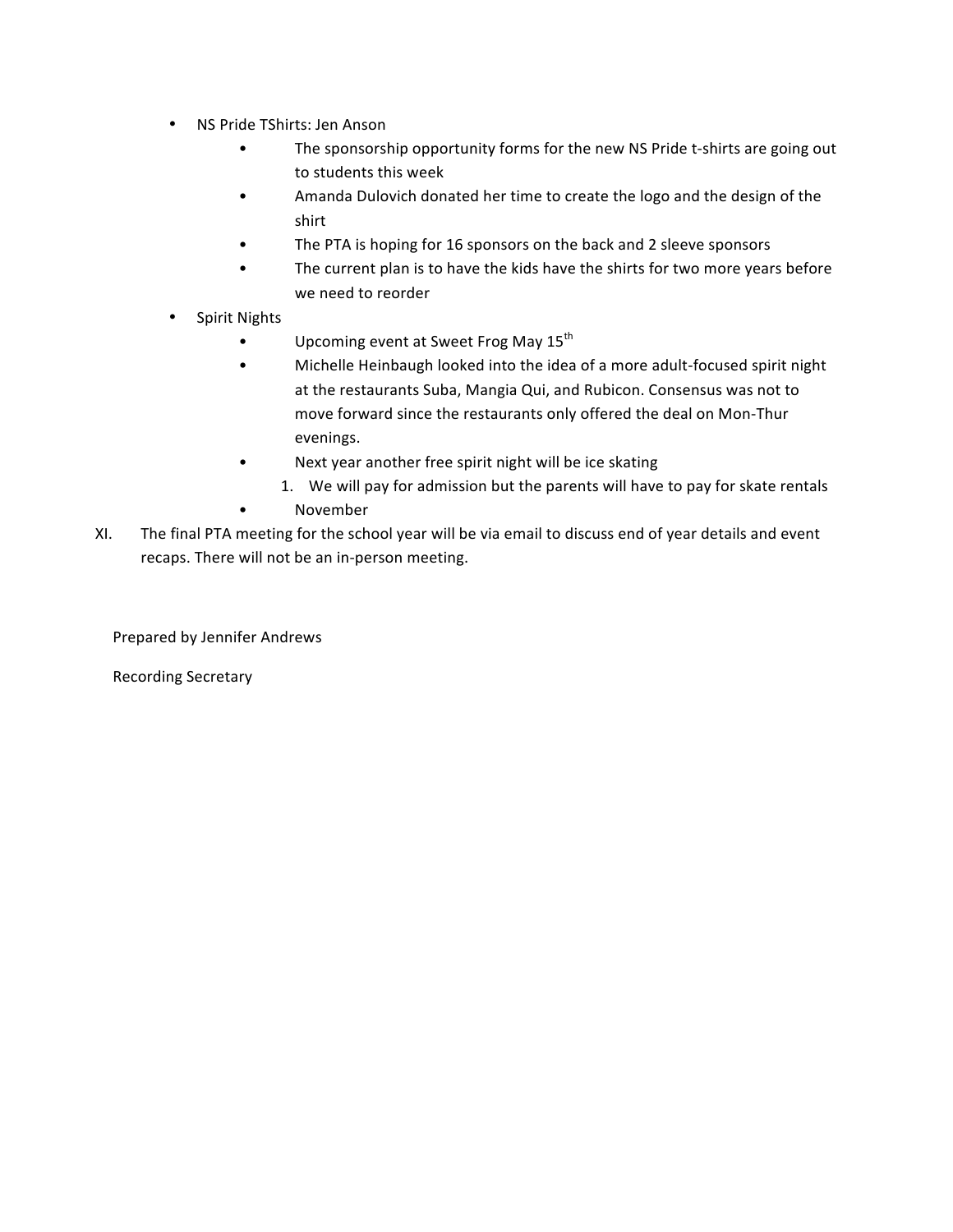- NS Pride TShirts: Jen Anson
  - The sponsorship opportunity forms for the new NS Pride t-shirts are going out to students this week
  - Amanda Dulovich donated her time to create the logo and the design of the shirt
  - The PTA is hoping for 16 sponsors on the back and 2 sleeve sponsors
  - The current plan is to have the kids have the shirts for two more years before we need to reorder
- Spirit Nights
  - Upcoming event at Sweet Frog May 15th
  - Michelle Heinbaugh looked into the idea of a more adult-focused spirit night at the restaurants Suba, Mangia Qui, and Rubicon. Consensus was not to move forward since the restaurants only offered the deal on Mon-Thur evenings.
  - Next year another free spirit night will be ice skating
    1. We will pay for admission but the parents will have to pay for skate rentals
  - November

XI. The final PTA meeting for the school year will be via email to discuss end of year details and event recaps. There will not be an in-person meeting.

Prepared by Jennifer Andrews

Recording Secretary